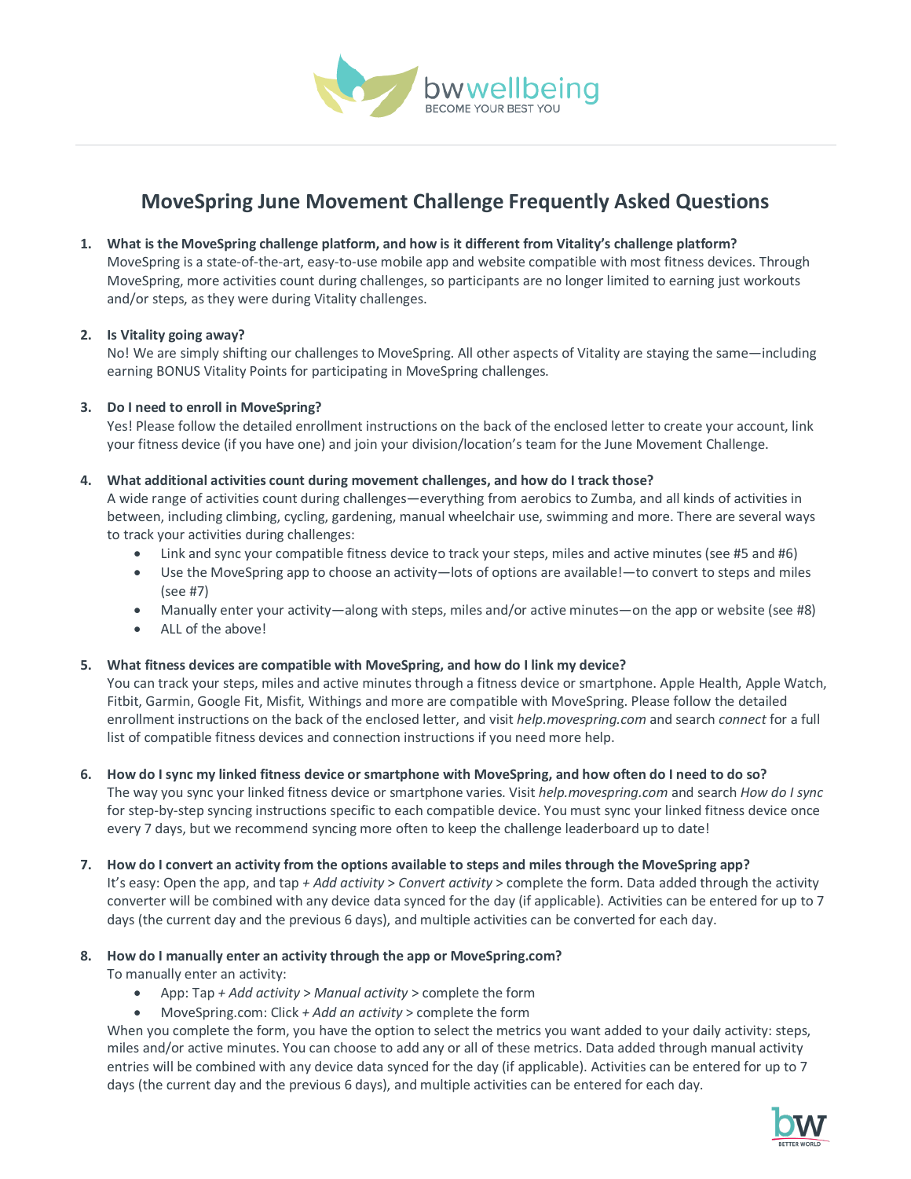# MoveSpring June Movement Challenge Frequently Asked Questions

1. **What is the MoveSpring challenge platform, and how is it different from Vitality's challenge platform?**
   MoveSpring is a state-of-the-art, easy-to-use mobile app and website compatible with most fitness devices. Through MoveSpring, more activities count during challenges, so participants are no longer limited to earning just workouts and/or steps, as they were during Vitality challenges.

2. **Is Vitality going away?**
   No! We are simply shifting our challenges to MoveSpring. All other aspects of Vitality are staying the same—including earning BONUS Vitality Points for participating in MoveSpring challenges.

3. **Do I need to enroll in MoveSpring?**
   Yes! Please follow the detailed enrollment instructions on the back of the enclosed letter to create your account, link your fitness device (if you have one) and join your division/location's team for the June Movement Challenge.

4. **What additional activities count during movement challenges, and how do I track those?**
   A wide range of activities count during challenges—everything from aerobics to Zumba, and all kinds of activities in between, including climbing, cycling, gardening, manual wheelchair use, swimming and more. There are several ways to track your activities during challenges:
   - Link and sync your compatible fitness device to track your steps, miles and active minutes (see #5 and #6)
   - Use the MoveSpring app to choose an activity—lots of options are available!—to convert to steps and miles (see #7)
   - Manually enter your activity—along with steps, miles and/or active minutes—on the app or website (see #8)
   - ALL of the above!

5. **What fitness devices are compatible with MoveSpring, and how do I link my device?**
   You can track your steps, miles and active minutes through a fitness device or smartphone. Apple Health, Apple Watch, Fitbit, Garmin, Google Fit, Misfit, Withings and more are compatible with MoveSpring. Please follow the detailed enrollment instructions on the back of the enclosed letter, and visit *help.movespring.com* and search *connect* for a full list of compatible fitness devices and connection instructions if you need more help.

6. **How do I sync my linked fitness device or smartphone with MoveSpring, and how often do I need to do so?**
   The way you sync your linked fitness device or smartphone varies. Visit *help.movespring.com* and search *How do I sync* for step-by-step syncing instructions specific to each compatible device. You must sync your linked fitness device once every 7 days, but we recommend syncing more often to keep the challenge leaderboard up to date!

7. **How do I convert an activity from the options available to steps and miles through the MoveSpring app?**
   It's easy: Open the app, and tap *+ Add activity* > *Convert activity* > complete the form. Data added through the activity converter will be combined with any device data synced for the day (if applicable). Activities can be entered for up to 7 days (the current day and the previous 6 days), and multiple activities can be converted for each day.

8. **How do I manually enter an activity through the app or MoveSpring.com?**
   To manually enter an activity:
   - App: Tap *+ Add activity* > *Manual activity* > complete the form
   - MoveSpring.com: Click *+ Add an activity* > complete the form

   When you complete the form, you have the option to select the metrics you want added to your daily activity: steps, miles and/or active minutes. You can choose to add any or all of these metrics. Data added through manual activity entries will be combined with any device data synced for the day (if applicable). Activities can be entered for up to 7 days (the current day and the previous 6 days), and multiple activities can be entered for each day.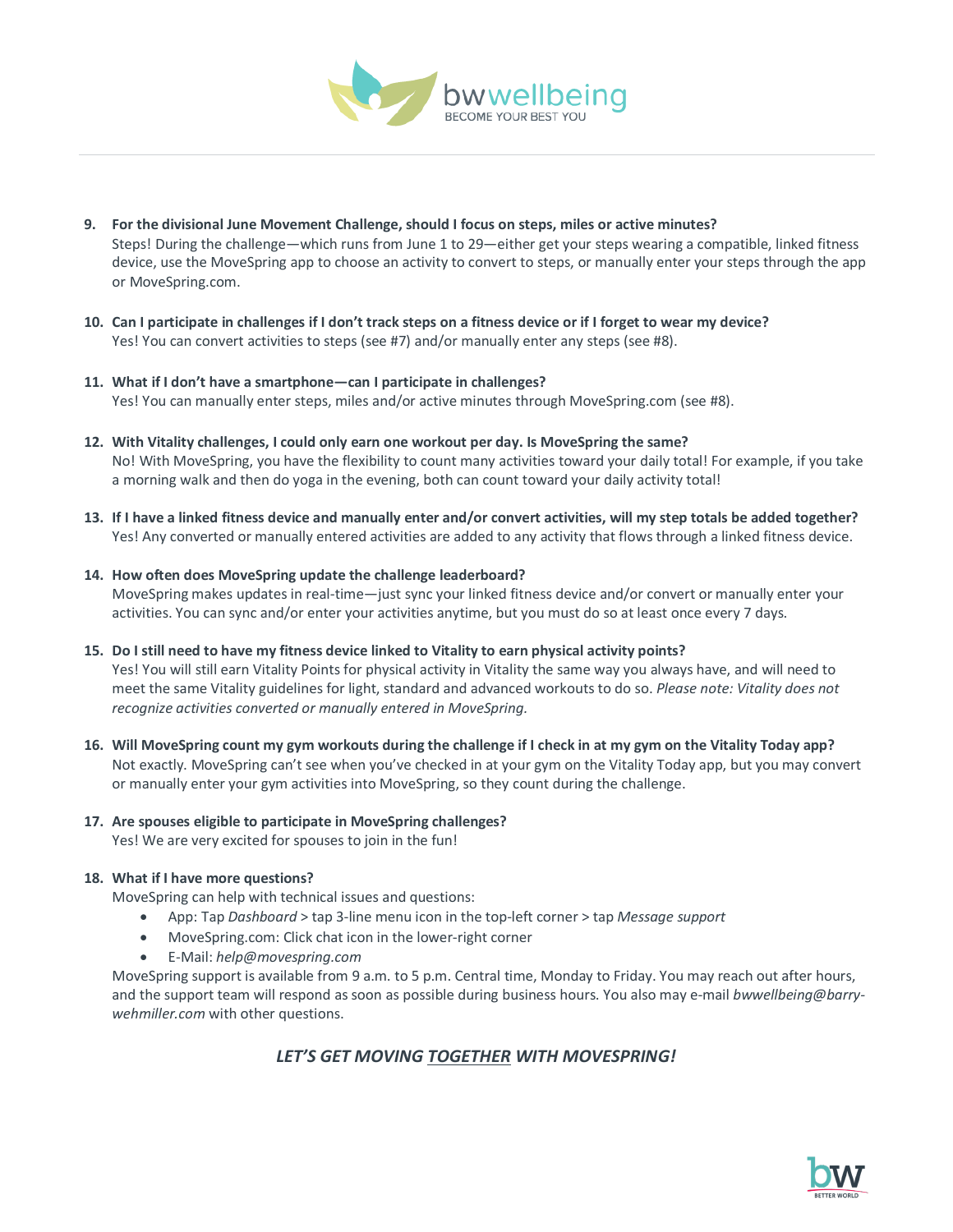9. **For the divisional June Movement Challenge, should I focus on steps, miles or active minutes?**
   Steps! During the challenge—which runs from June 1 to 29—either get your steps wearing a compatible, linked fitness device, use the MoveSpring app to choose an activity to convert to steps, or manually enter your steps through the app or MoveSpring.com.

10. **Can I participate in challenges if I don't track steps on a fitness device or if I forget to wear my device?**
    Yes! You can convert activities to steps (see #7) and/or manually enter any steps (see #8).

11. **What if I don't have a smartphone—can I participate in challenges?**
    Yes! You can manually enter steps, miles and/or active minutes through MoveSpring.com (see #8).

12. **With Vitality challenges, I could only earn one workout per day. Is MoveSpring the same?**
    No! With MoveSpring, you have the flexibility to count many activities toward your daily total! For example, if you take a morning walk and then do yoga in the evening, both can count toward your daily activity total!

13. **If I have a linked fitness device and manually enter and/or convert activities, will my step totals be added together?**
    Yes! Any converted or manually entered activities are added to any activity that flows through a linked fitness device.

14. **How often does MoveSpring update the challenge leaderboard?**
    MoveSpring makes updates in real-time—just sync your linked fitness device and/or convert or manually enter your activities. You can sync and/or enter your activities anytime, but you must do so at least once every 7 days.

15. **Do I still need to have my fitness device linked to Vitality to earn physical activity points?**
    Yes! You will still earn Vitality Points for physical activity in Vitality the same way you always have, and will need to meet the same Vitality guidelines for light, standard and advanced workouts to do so. *Please note: Vitality does not recognize activities converted or manually entered in MoveSpring.*

16. **Will MoveSpring count my gym workouts during the challenge if I check in at my gym on the Vitality Today app?**
    Not exactly. MoveSpring can't see when you've checked in at your gym on the Vitality Today app, but you may convert or manually enter your gym activities into MoveSpring, so they count during the challenge.

17. **Are spouses eligible to participate in MoveSpring challenges?**
    Yes! We are very excited for spouses to join in the fun!

18. **What if I have more questions?**
    MoveSpring can help with technical issues and questions:
    - App: Tap *Dashboard* > tap 3-line menu icon in the top-left corner > tap *Message support*
    - MoveSpring.com: Click chat icon in the lower-right corner
    - E-Mail: *help@movespring.com*

    MoveSpring support is available from 9 a.m. to 5 p.m. Central time, Monday to Friday. You may reach out after hours, and the support team will respond as soon as possible during business hours. You also may e-mail *bwwellbeing@barry-wehmiller.com* with other questions.

***LET'S GET MOVING <u>TOGETHER</u> WITH MOVESPRING!***